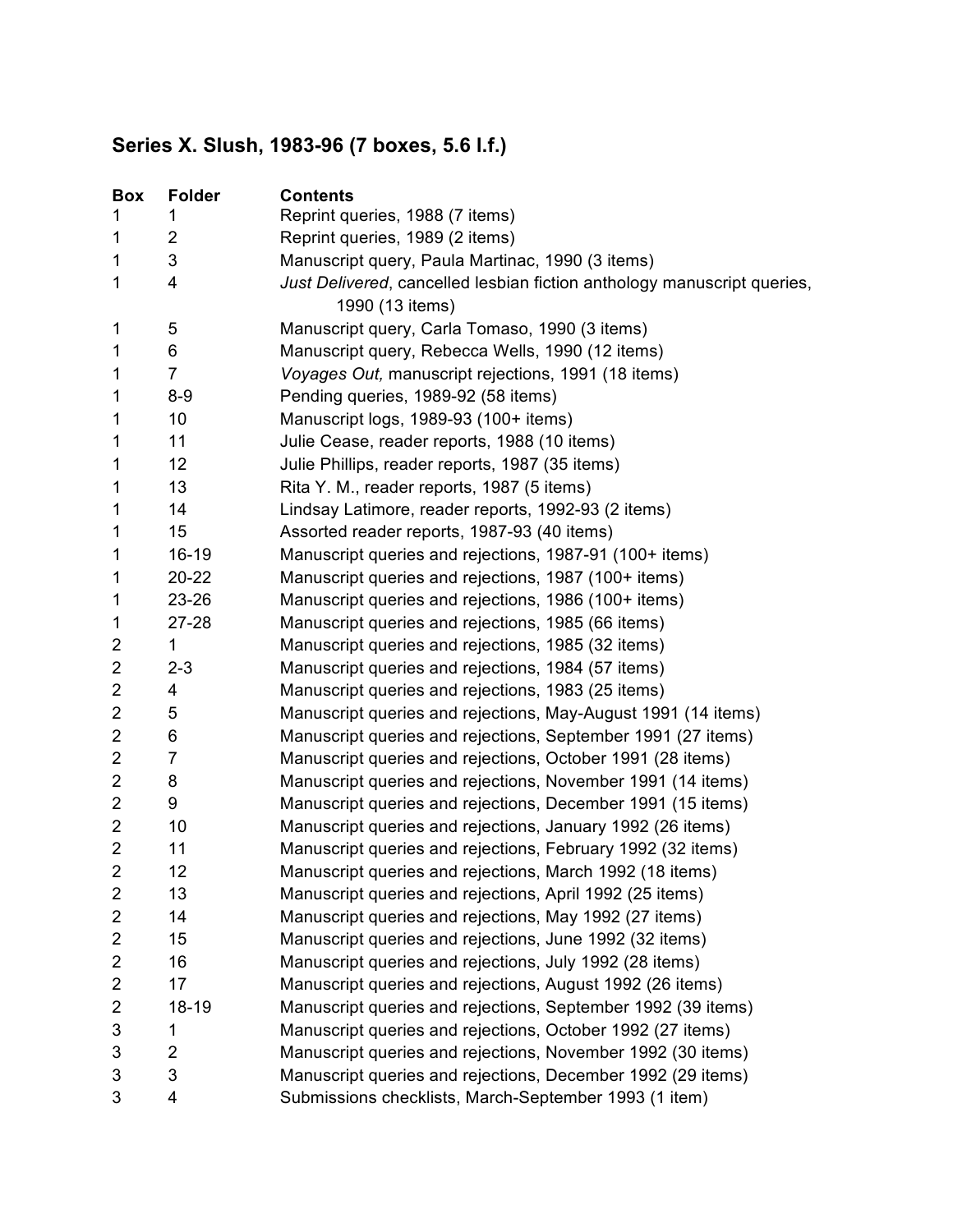## Series X. Slush, 1983-96 (7 boxes, 5.6 l.f.)

| Box | Folder | Contents |
| --- | --- | --- |
| 1 | 1 | Reprint queries, 1988 (7 items) |
| 1 | 2 | Reprint queries, 1989 (2 items) |
| 1 | 3 | Manuscript query, Paula Martinac, 1990 (3 items) |
| 1 | 4 | *Just Delivered*, cancelled lesbian fiction anthology manuscript queries, 1990 (13 items) |
| 1 | 5 | Manuscript query, Carla Tomaso, 1990 (3 items) |
| 1 | 6 | Manuscript query, Rebecca Wells, 1990 (12 items) |
| 1 | 7 | *Voyages Out,* manuscript rejections, 1991 (18 items) |
| 1 | 8-9 | Pending queries, 1989-92 (58 items) |
| 1 | 10 | Manuscript logs, 1989-93 (100+ items) |
| 1 | 11 | Julie Cease, reader reports, 1988 (10 items) |
| 1 | 12 | Julie Phillips, reader reports, 1987 (35 items) |
| 1 | 13 | Rita Y. M., reader reports, 1987 (5 items) |
| 1 | 14 | Lindsay Latimore, reader reports, 1992-93 (2 items) |
| 1 | 15 | Assorted reader reports, 1987-93 (40 items) |
| 1 | 16-19 | Manuscript queries and rejections, 1987-91 (100+ items) |
| 1 | 20-22 | Manuscript queries and rejections, 1987 (100+ items) |
| 1 | 23-26 | Manuscript queries and rejections, 1986 (100+ items) |
| 1 | 27-28 | Manuscript queries and rejections, 1985 (66 items) |
| 2 | 1 | Manuscript queries and rejections, 1985 (32 items) |
| 2 | 2-3 | Manuscript queries and rejections, 1984 (57 items) |
| 2 | 4 | Manuscript queries and rejections, 1983 (25 items) |
| 2 | 5 | Manuscript queries and rejections, May-August 1991 (14 items) |
| 2 | 6 | Manuscript queries and rejections, September 1991 (27 items) |
| 2 | 7 | Manuscript queries and rejections, October 1991 (28 items) |
| 2 | 8 | Manuscript queries and rejections, November 1991 (14 items) |
| 2 | 9 | Manuscript queries and rejections, December 1991 (15 items) |
| 2 | 10 | Manuscript queries and rejections, January 1992 (26 items) |
| 2 | 11 | Manuscript queries and rejections, February 1992 (32 items) |
| 2 | 12 | Manuscript queries and rejections, March 1992 (18 items) |
| 2 | 13 | Manuscript queries and rejections, April 1992 (25 items) |
| 2 | 14 | Manuscript queries and rejections, May 1992 (27 items) |
| 2 | 15 | Manuscript queries and rejections, June 1992 (32 items) |
| 2 | 16 | Manuscript queries and rejections, July 1992 (28 items) |
| 2 | 17 | Manuscript queries and rejections, August 1992 (26 items) |
| 2 | 18-19 | Manuscript queries and rejections, September 1992 (39 items) |
| 3 | 1 | Manuscript queries and rejections, October 1992 (27 items) |
| 3 | 2 | Manuscript queries and rejections, November 1992 (30 items) |
| 3 | 3 | Manuscript queries and rejections, December 1992 (29 items) |
| 3 | 4 | Submissions checklists, March-September 1993 (1 item) |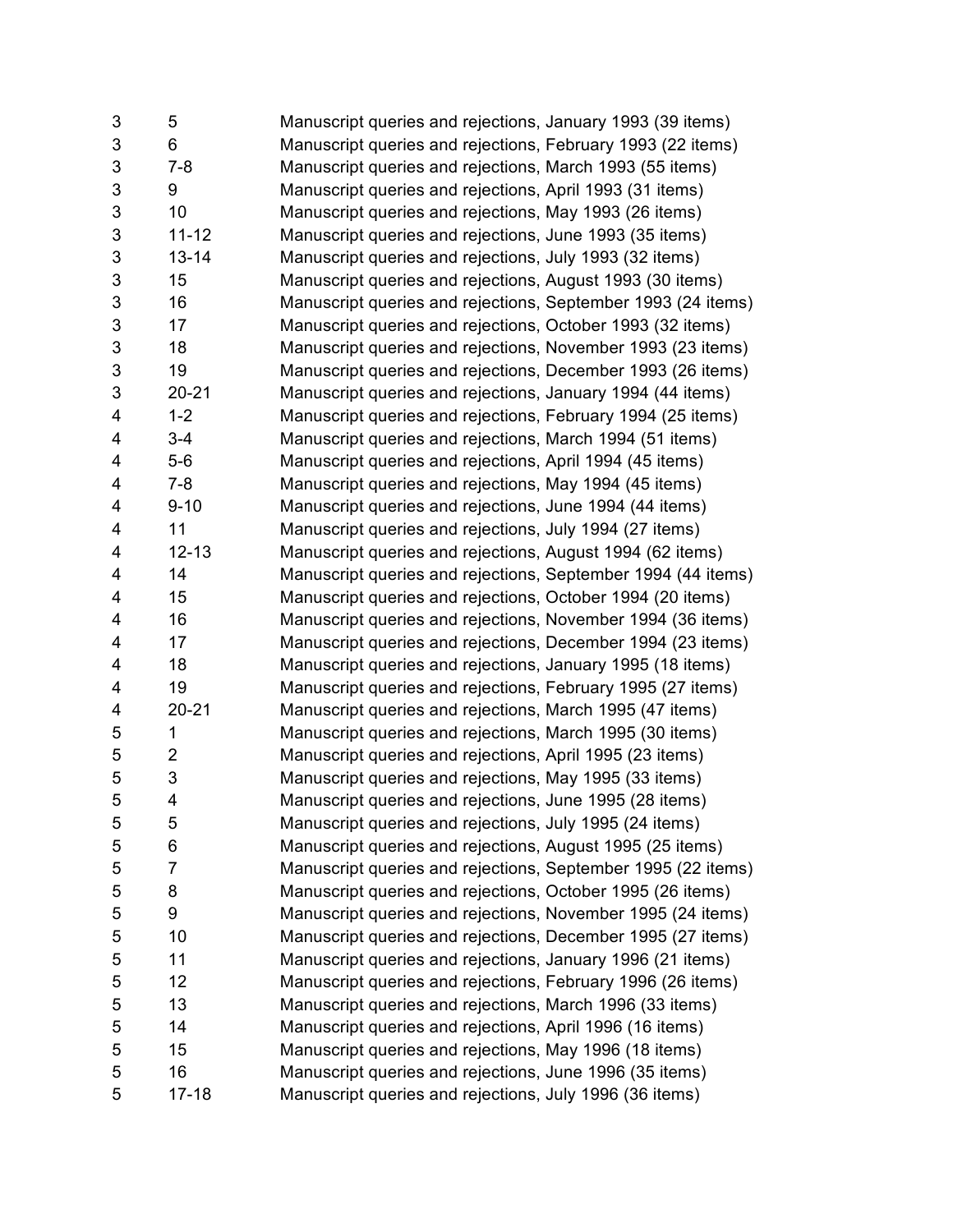| | | |
|---|---|---|
| 3 | 5 | Manuscript queries and rejections, January 1993 (39 items) |
| 3 | 6 | Manuscript queries and rejections, February 1993 (22 items) |
| 3 | 7-8 | Manuscript queries and rejections, March 1993 (55 items) |
| 3 | 9 | Manuscript queries and rejections, April 1993 (31 items) |
| 3 | 10 | Manuscript queries and rejections, May 1993 (26 items) |
| 3 | 11-12 | Manuscript queries and rejections, June 1993 (35 items) |
| 3 | 13-14 | Manuscript queries and rejections, July 1993 (32 items) |
| 3 | 15 | Manuscript queries and rejections, August 1993 (30 items) |
| 3 | 16 | Manuscript queries and rejections, September 1993 (24 items) |
| 3 | 17 | Manuscript queries and rejections, October 1993 (32 items) |
| 3 | 18 | Manuscript queries and rejections, November 1993 (23 items) |
| 3 | 19 | Manuscript queries and rejections, December 1993 (26 items) |
| 3 | 20-21 | Manuscript queries and rejections, January 1994 (44 items) |
| 4 | 1-2 | Manuscript queries and rejections, February 1994 (25 items) |
| 4 | 3-4 | Manuscript queries and rejections, March 1994 (51 items) |
| 4 | 5-6 | Manuscript queries and rejections, April 1994 (45 items) |
| 4 | 7-8 | Manuscript queries and rejections, May 1994 (45 items) |
| 4 | 9-10 | Manuscript queries and rejections, June 1994 (44 items) |
| 4 | 11 | Manuscript queries and rejections, July 1994 (27 items) |
| 4 | 12-13 | Manuscript queries and rejections, August 1994 (62 items) |
| 4 | 14 | Manuscript queries and rejections, September 1994 (44 items) |
| 4 | 15 | Manuscript queries and rejections, October 1994 (20 items) |
| 4 | 16 | Manuscript queries and rejections, November 1994 (36 items) |
| 4 | 17 | Manuscript queries and rejections, December 1994 (23 items) |
| 4 | 18 | Manuscript queries and rejections, January 1995 (18 items) |
| 4 | 19 | Manuscript queries and rejections, February 1995 (27 items) |
| 4 | 20-21 | Manuscript queries and rejections, March 1995 (47 items) |
| 5 | 1 | Manuscript queries and rejections, March 1995 (30 items) |
| 5 | 2 | Manuscript queries and rejections, April 1995 (23 items) |
| 5 | 3 | Manuscript queries and rejections, May 1995 (33 items) |
| 5 | 4 | Manuscript queries and rejections, June 1995 (28 items) |
| 5 | 5 | Manuscript queries and rejections, July 1995 (24 items) |
| 5 | 6 | Manuscript queries and rejections, August 1995 (25 items) |
| 5 | 7 | Manuscript queries and rejections, September 1995 (22 items) |
| 5 | 8 | Manuscript queries and rejections, October 1995 (26 items) |
| 5 | 9 | Manuscript queries and rejections, November 1995 (24 items) |
| 5 | 10 | Manuscript queries and rejections, December 1995 (27 items) |
| 5 | 11 | Manuscript queries and rejections, January 1996 (21 items) |
| 5 | 12 | Manuscript queries and rejections, February 1996 (26 items) |
| 5 | 13 | Manuscript queries and rejections, March 1996 (33 items) |
| 5 | 14 | Manuscript queries and rejections, April 1996 (16 items) |
| 5 | 15 | Manuscript queries and rejections, May 1996 (18 items) |
| 5 | 16 | Manuscript queries and rejections, June 1996 (35 items) |
| 5 | 17-18 | Manuscript queries and rejections, July 1996 (36 items) |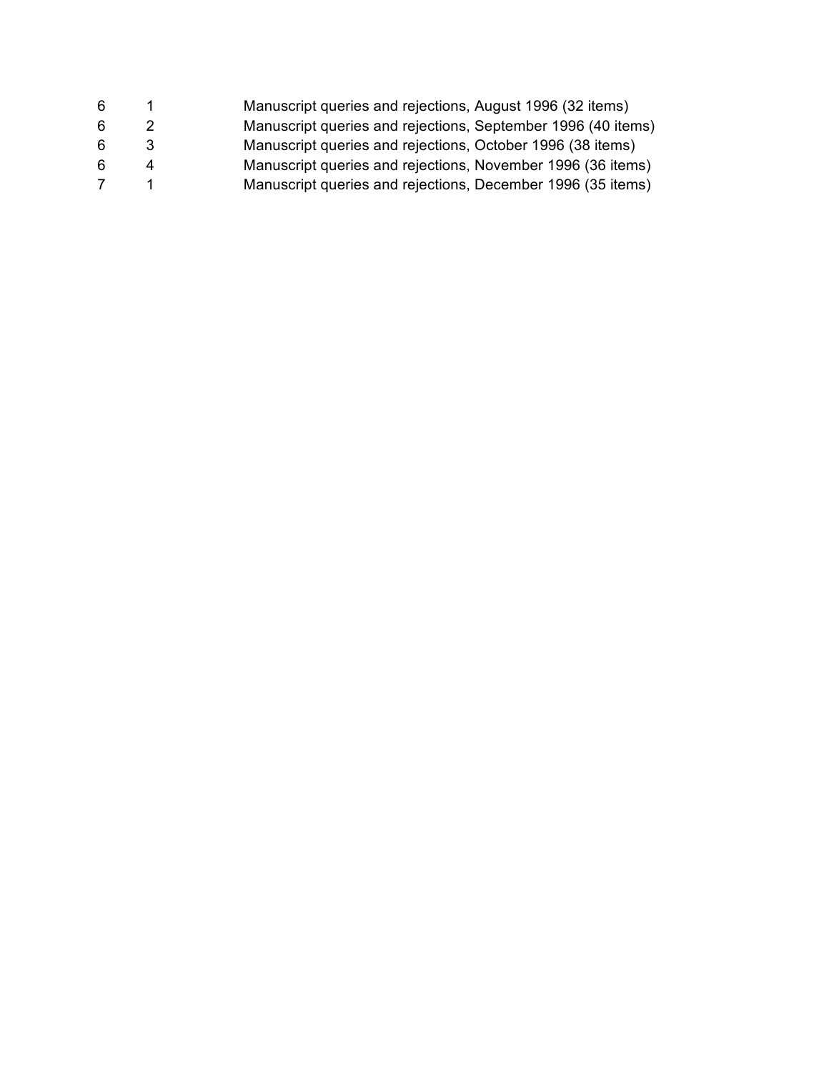| | | |
|---|---|---|
| 6 | 1 | Manuscript queries and rejections, August 1996 (32 items) |
| 6 | 2 | Manuscript queries and rejections, September 1996 (40 items) |
| 6 | 3 | Manuscript queries and rejections, October 1996 (38 items) |
| 6 | 4 | Manuscript queries and rejections, November 1996 (36 items) |
| 7 | 1 | Manuscript queries and rejections, December 1996 (35 items) |